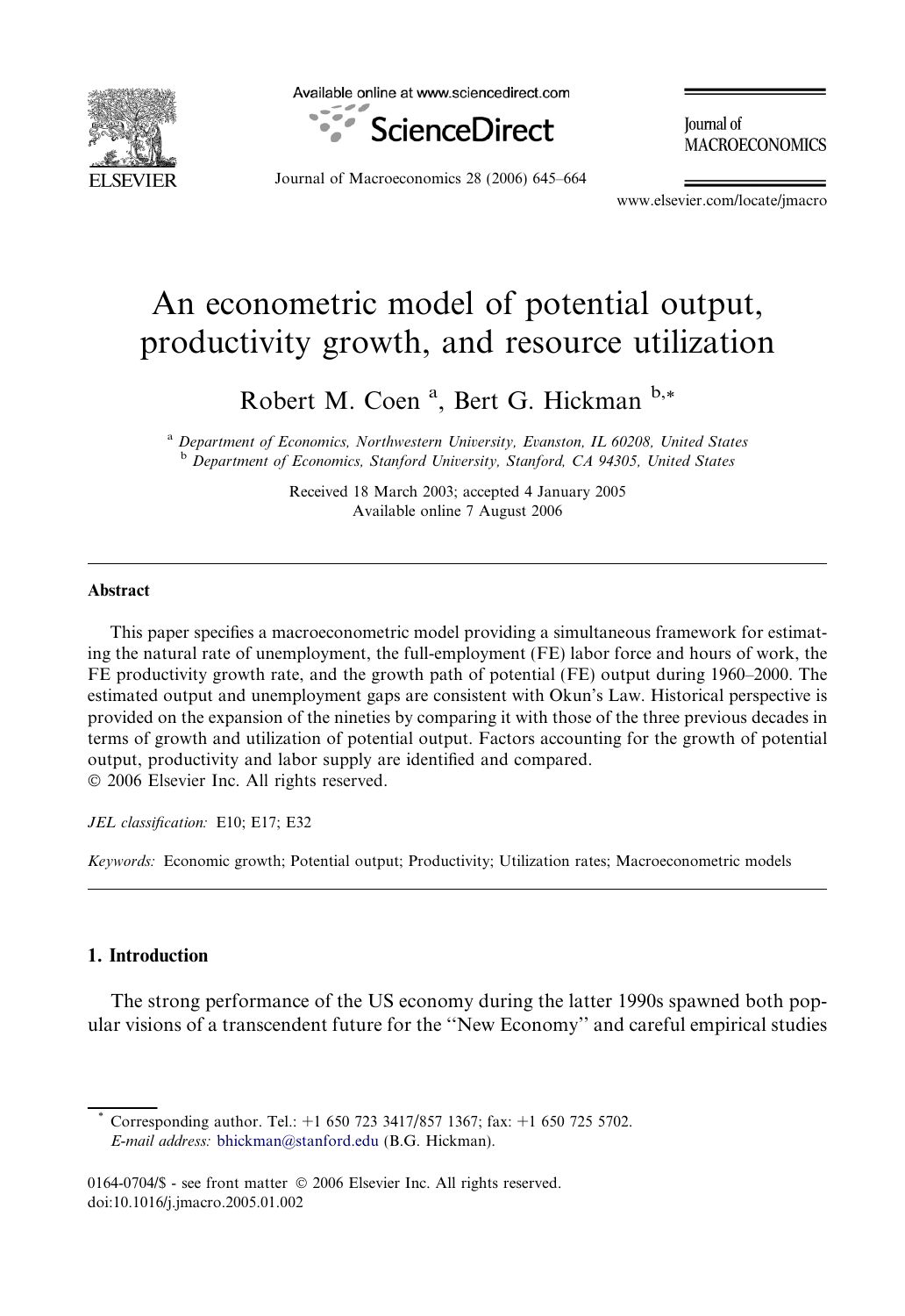# An econometric model of potential output, productivity growth, and resource utilization

Robert M. Coen [a], Bert G. Hickman [b,*]

[a] *Department of Economics, Northwestern University, Evanston, IL 60208, United States*
[b] *Department of Economics, Stanford University, Stanford, CA 94305, United States*

Received 18 March 2003; accepted 4 January 2005
Available online 7 August 2006

## Abstract

This paper specifies a macroeconometric model providing a simultaneous framework for estimating the natural rate of unemployment, the full-employment (FE) labor force and hours of work, the FE productivity growth rate, and the growth path of potential (FE) output during 1960–2000. The estimated output and unemployment gaps are consistent with Okun's Law. Historical perspective is provided on the expansion of the nineties by comparing it with those of the three previous decades in terms of growth and utilization of potential output. Factors accounting for the growth of potential output, productivity and labor supply are identified and compared.
© 2006 Elsevier Inc. All rights reserved.

*JEL classification:* E10; E17; E32

*Keywords:* Economic growth; Potential output; Productivity; Utilization rates; Macroeconometric models

## 1. Introduction

The strong performance of the US economy during the latter 1990s spawned both popular visions of a transcendent future for the "New Economy" and careful empirical studies

---

* Corresponding author. Tel.: +1 650 723 3417/857 1367; fax: +1 650 725 5702.
*E-mail address:* bhickman@stanford.edu (B.G. Hickman).

0164-0704/$ - see front matter © 2006 Elsevier Inc. All rights reserved.
doi:10.1016/j.jmacro.2005.01.002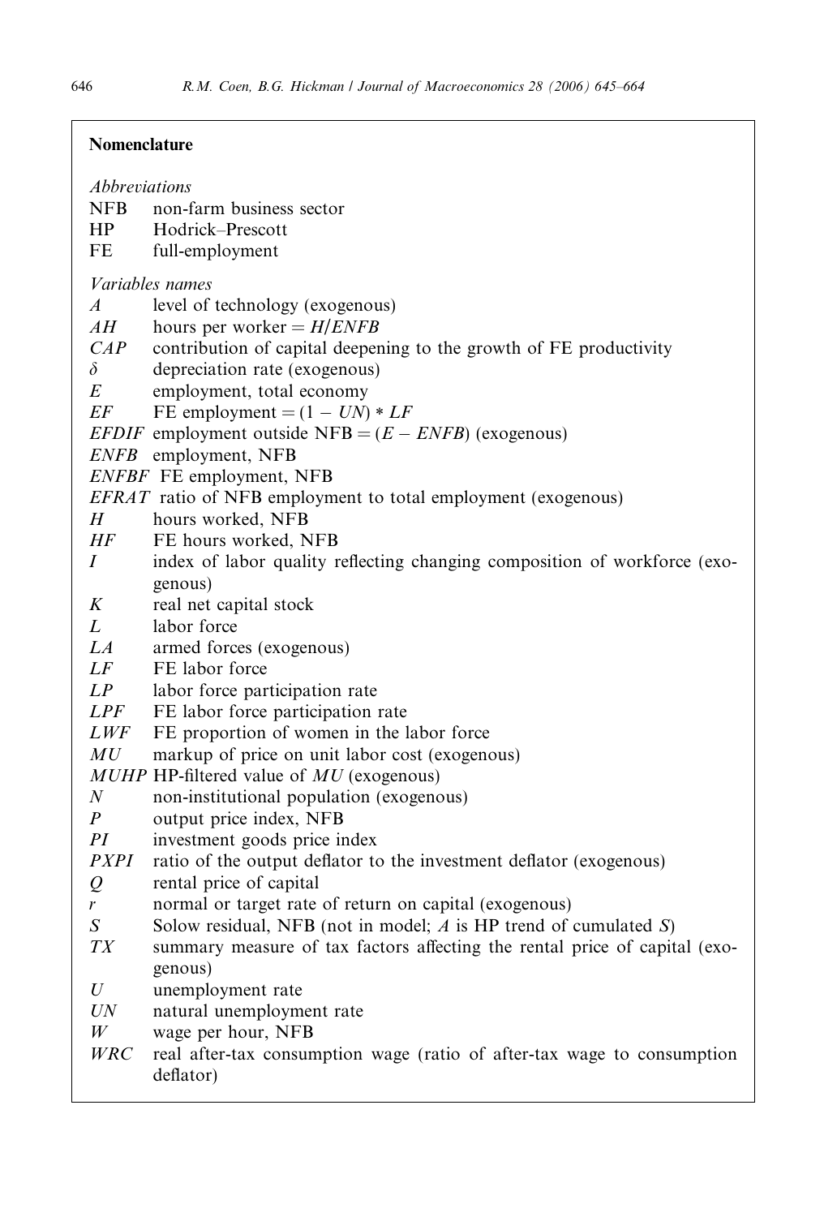## Nomenclature

*Abbreviations*

- NFB non-farm business sector
- HP Hodrick–Prescott
- FE full-employment

*Variables names*

- $A$ level of technology (exogenous)
- $AH$ hours per worker $= H/ENFB$
- $CAP$ contribution of capital deepening to the growth of FE productivity
- $\delta$ depreciation rate (exogenous)
- $E$ employment, total economy
- $EF$ FE employment $= (1 - UN) * LF$
- $EFDIF$ employment outside NFB $= (E - ENFB)$ (exogenous)
- $ENFB$ employment, NFB
- $ENFBF$ FE employment, NFB
- $EFRAT$ ratio of NFB employment to total employment (exogenous)
- $H$ hours worked, NFB
- $HF$ FE hours worked, NFB
- $I$ index of labor quality reflecting changing composition of workforce (exogenous)
- $K$ real net capital stock
- $L$ labor force
- $LA$ armed forces (exogenous)
- $LF$ FE labor force
- $LP$ labor force participation rate
- $LPF$ FE labor force participation rate
- $LWF$ FE proportion of women in the labor force
- $MU$ markup of price on unit labor cost (exogenous)
- $MUHP$ HP-filtered value of $MU$ (exogenous)
- $N$ non-institutional population (exogenous)
- $P$ output price index, NFB
- $PI$ investment goods price index
- $PXPI$ ratio of the output deflator to the investment deflator (exogenous)
- $Q$ rental price of capital
- $r$ normal or target rate of return on capital (exogenous)
- $S$ Solow residual, NFB (not in model; $A$ is HP trend of cumulated $S$)
- $TX$ summary measure of tax factors affecting the rental price of capital (exogenous)
- $U$ unemployment rate
- $UN$ natural unemployment rate
- $W$ wage per hour, NFB
- $WRC$ real after-tax consumption wage (ratio of after-tax wage to consumption deflator)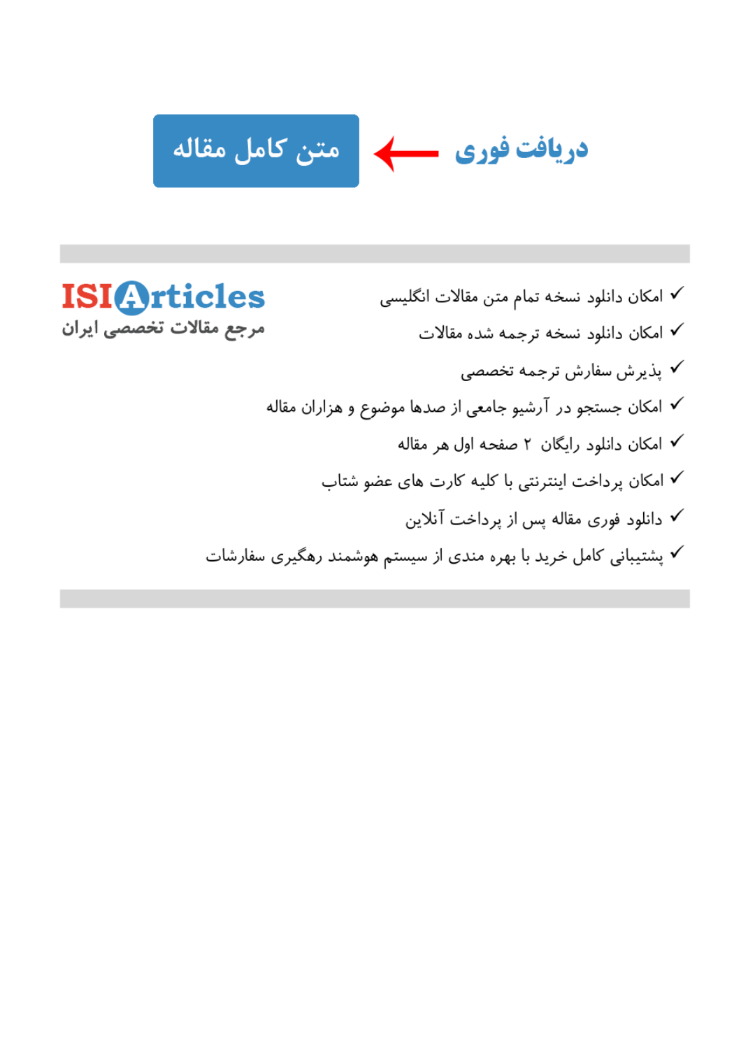دریافت فوری ← **متن کامل مقاله**

**ISIArticles**
مرجع مقالات تخصصی ایران

- ✓ امکان دانلود نسخه تمام متن مقالات انگلیسی
- ✓ امکان دانلود نسخه ترجمه شده مقالات
- ✓ پذیرش سفارش ترجمه تخصصی
- ✓ امکان جستجو در آرشیو جامعی از صدها موضوع و هزاران مقاله
- ✓ امکان دانلود رایگان ۲ صفحه اول هر مقاله
- ✓ امکان پرداخت اینترنتی با کلیه کارت های عضو شتاب
- ✓ دانلود فوری مقاله پس از پرداخت آنلاین
- ✓ پشتیبانی کامل خرید با بهره مندی از سیستم هوشمند رهگیری سفارشات